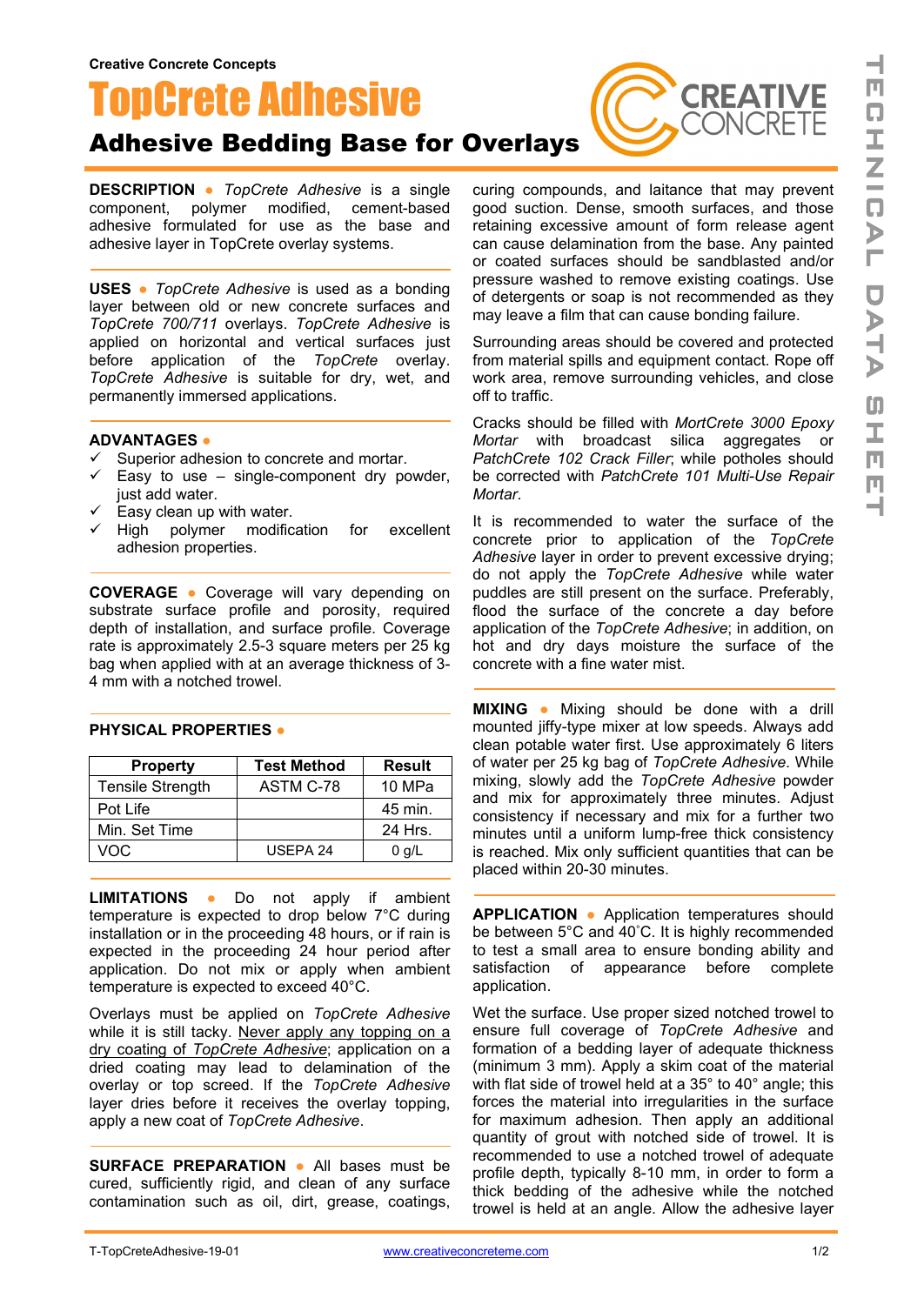Creative Concrete Concepts

# TopCrete Adhesive

## Adhesive Bedding Base for Overlays

**DESCRIPTION** ● *TopCrete Adhesive* is a single component, polymer modified, cement-based adhesive formulated for use as the base and adhesive layer in TopCrete overlay systems.

**USES** ● *TopCrete Adhesive* is used as a bonding layer between old or new concrete surfaces and *TopCrete 700/711* overlays. *TopCrete Adhesive* is applied on horizontal and vertical surfaces just before application of the *TopCrete* overlay. *TopCrete Adhesive* is suitable for dry, wet, and permanently immersed applications.

**ADVANTAGES** ●

- ✓ Superior adhesion to concrete and mortar.
- ✓ Easy to use – single-component dry powder, just add water.
- ✓ Easy clean up with water.
- ✓ High polymer modification for excellent adhesion properties.

**COVERAGE** ● Coverage will vary depending on substrate surface profile and porosity, required depth of installation, and surface profile. Coverage rate is approximately 2.5-3 square meters per 25 kg bag when applied with at an average thickness of 3-4 mm with a notched trowel.

**PHYSICAL PROPERTIES** ●

| Property | Test Method | Result |
|---|---|---|
| Tensile Strength | ASTM C-78 | 10 MPa |
| Pot Life | | 45 min. |
| Min. Set Time | | 24 Hrs. |
| VOC | USEPA 24 | 0 g/L |

**LIMITATIONS** ● Do not apply if ambient temperature is expected to drop below 7°C during installation or in the proceeding 48 hours, or if rain is expected in the proceeding 24 hour period after application. Do not mix or apply when ambient temperature is expected to exceed 40°C.

Overlays must be applied on *TopCrete Adhesive* while it is still tacky. Never apply any topping on a dry coating of *TopCrete Adhesive*; application on a dried coating may lead to delamination of the overlay or top screed. If the *TopCrete Adhesive* layer dries before it receives the overlay topping, apply a new coat of *TopCrete Adhesive*.

**SURFACE PREPARATION** ● All bases must be cured, sufficiently rigid, and clean of any surface contamination such as oil, dirt, grease, coatings, curing compounds, and laitance that may prevent good suction. Dense, smooth surfaces, and those retaining excessive amount of form release agent can cause delamination from the base. Any painted or coated surfaces should be sandblasted and/or pressure washed to remove existing coatings. Use of detergents or soap is not recommended as they may leave a film that can cause bonding failure.

Surrounding areas should be covered and protected from material spills and equipment contact. Rope off work area, remove surrounding vehicles, and close off to traffic.

Cracks should be filled with *MortCrete 3000 Epoxy Mortar* with broadcast silica aggregates or *PatchCrete 102 Crack Filler*; while potholes should be corrected with *PatchCrete 101 Multi-Use Repair Mortar*.

It is recommended to water the surface of the concrete prior to application of the *TopCrete Adhesive* layer in order to prevent excessive drying; do not apply the *TopCrete Adhesive* while water puddles are still present on the surface. Preferably, flood the surface of the concrete a day before application of the *TopCrete Adhesive*; in addition, on hot and dry days moisture the surface of the concrete with a fine water mist.

**MIXING** ● Mixing should be done with a drill mounted jiffy-type mixer at low speeds. Always add clean potable water first. Use approximately 6 liters of water per 25 kg bag of *TopCrete Adhesive*. While mixing, slowly add the *TopCrete Adhesive* powder and mix for approximately three minutes. Adjust consistency if necessary and mix for a further two minutes until a uniform lump-free thick consistency is reached. Mix only sufficient quantities that can be placed within 20-30 minutes.

**APPLICATION** ● Application temperatures should be between 5°C and 40°C. It is highly recommended to test a small area to ensure bonding ability and satisfaction of appearance before complete application.

Wet the surface. Use proper sized notched trowel to ensure full coverage of *TopCrete Adhesive* and formation of a bedding layer of adequate thickness (minimum 3 mm). Apply a skim coat of the material with flat side of trowel held at a 35° to 40° angle; this forces the material into irregularities in the surface for maximum adhesion. Then apply an additional quantity of grout with notched side of trowel. It is recommended to use a notched trowel of adequate profile depth, typically 8-10 mm, in order to form a thick bedding of the adhesive while the notched trowel is held at an angle. Allow the adhesive layer

T-TopCreteAdhesive-19-01 www.creativeconcreteme.com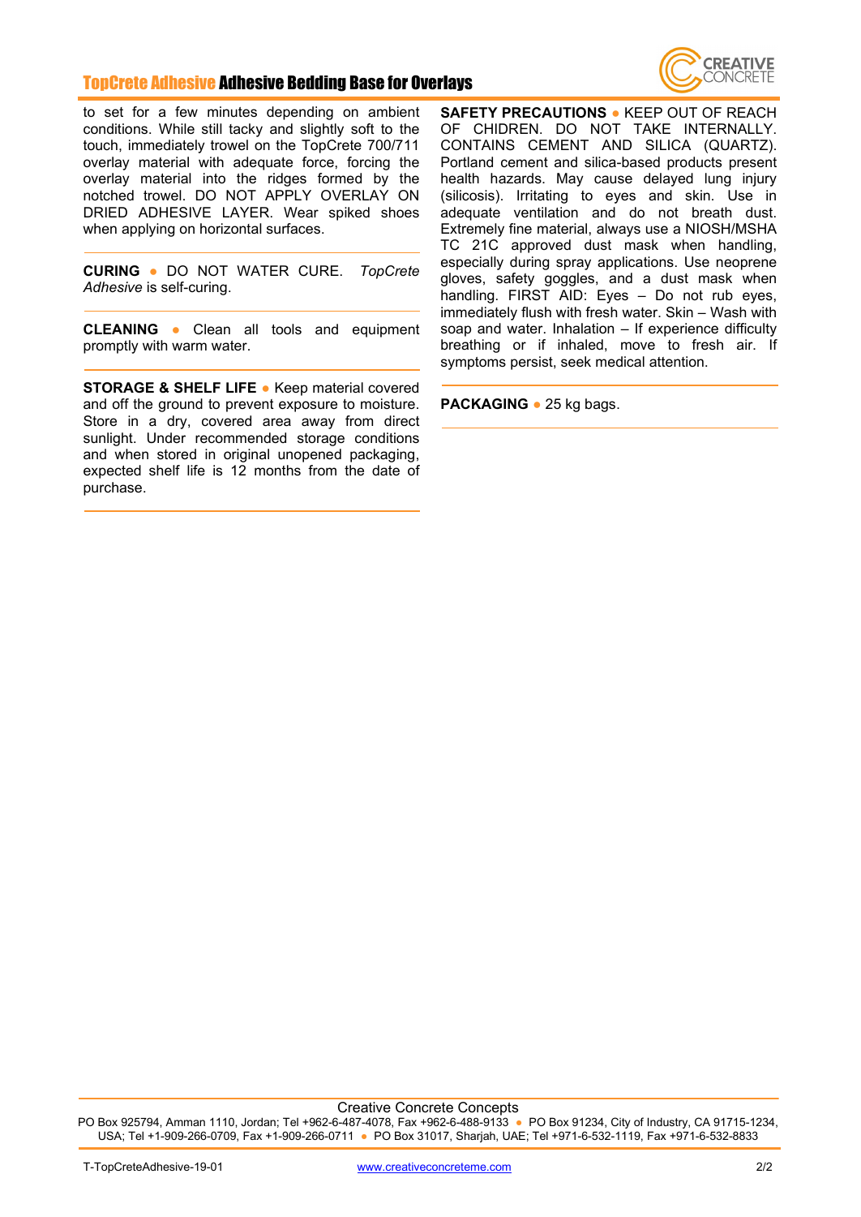to set for a few minutes depending on ambient conditions. While still tacky and slightly soft to the touch, immediately trowel on the TopCrete 700/711 overlay material with adequate force, forcing the overlay material into the ridges formed by the notched trowel. DO NOT APPLY OVERLAY ON DRIED ADHESIVE LAYER. Wear spiked shoes when applying on horizontal surfaces.

**CURING** ● DO NOT WATER CURE. *TopCrete Adhesive* is self-curing.

**CLEANING** ● Clean all tools and equipment promptly with warm water.

**STORAGE & SHELF LIFE** ● Keep material covered and off the ground to prevent exposure to moisture. Store in a dry, covered area away from direct sunlight. Under recommended storage conditions and when stored in original unopened packaging, expected shelf life is 12 months from the date of purchase.

**SAFETY PRECAUTIONS** ● KEEP OUT OF REACH OF CHIDREN. DO NOT TAKE INTERNALLY. CONTAINS CEMENT AND SILICA (QUARTZ). Portland cement and silica-based products present health hazards. May cause delayed lung injury (silicosis). Irritating to eyes and skin. Use in adequate ventilation and do not breath dust. Extremely fine material, always use a NIOSH/MSHA TC 21C approved dust mask when handling, especially during spray applications. Use neoprene gloves, safety goggles, and a dust mask when handling. FIRST AID: Eyes – Do not rub eyes, immediately flush with fresh water. Skin – Wash with soap and water. Inhalation – If experience difficulty breathing or if inhaled, move to fresh air. If symptoms persist, seek medical attention.

**PACKAGING** ● 25 kg bags.

Creative Concrete Concepts

PO Box 925794, Amman 1110, Jordan; Tel +962-6-487-4078, Fax +962-6-488-9133 ● PO Box 91234, City of Industry, CA 91715-1234, USA; Tel +1-909-266-0709, Fax +1-909-266-0711 ● PO Box 31017, Sharjah, UAE; Tel +971-6-532-1119, Fax +971-6-532-8833

T-TopCreteAdhesive-19-01 www.creativeconcreteme.com